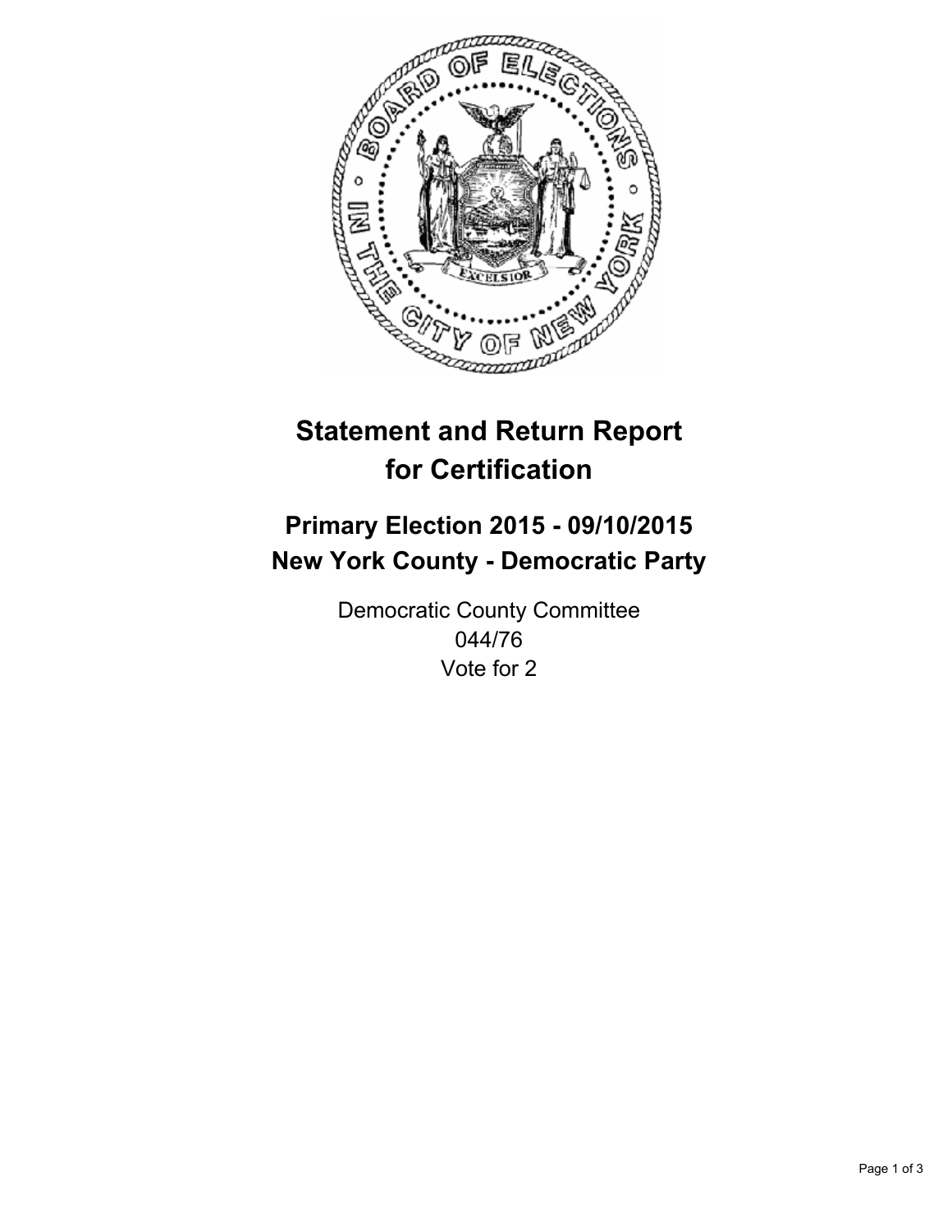# Statement and Return Report for Certification

## Primary Election 2015 - 09/10/2015
## New York County - Democratic Party

Democratic County Committee
044/76
Vote for 2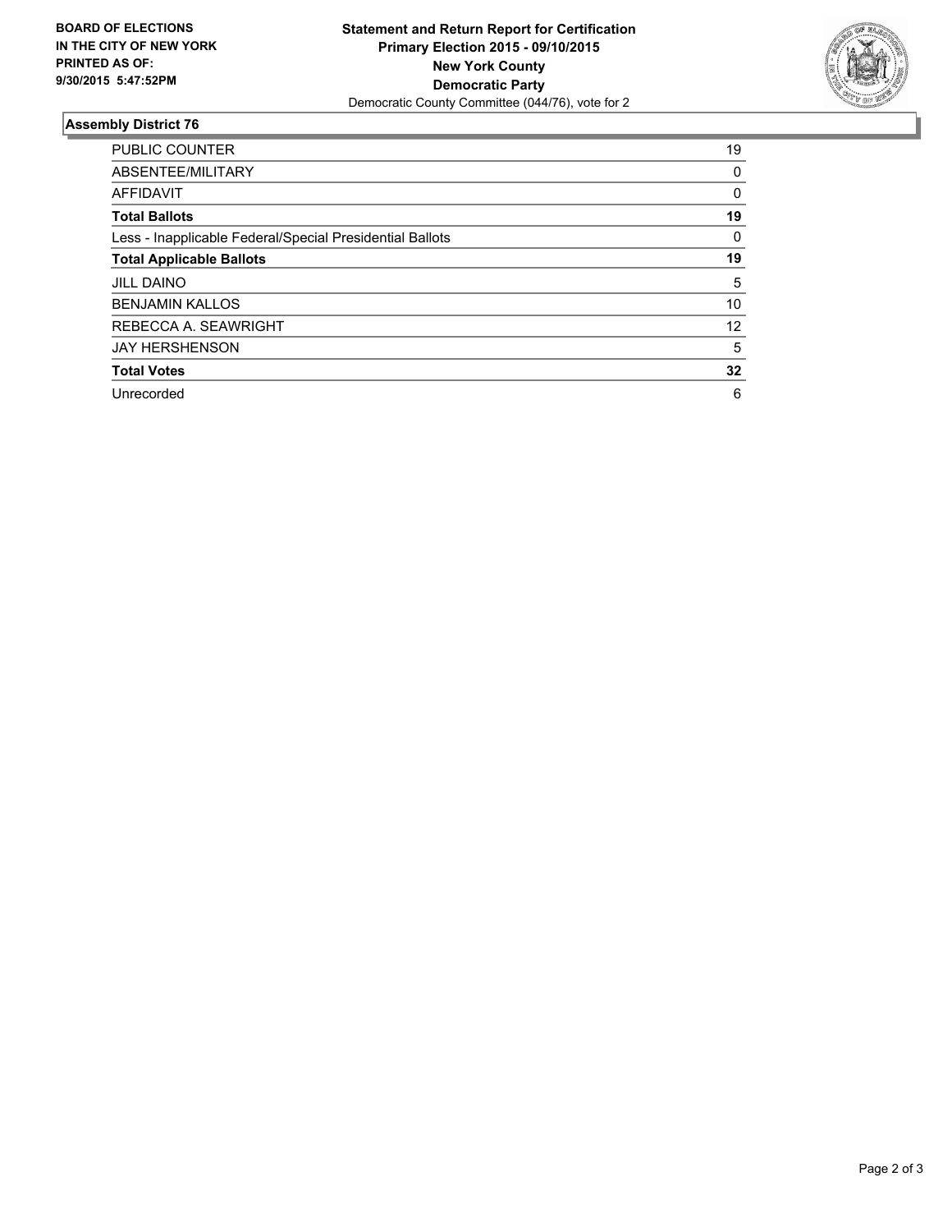**BOARD OF ELECTIONS IN THE CITY OF NEW YORK PRINTED AS OF: 9/30/2015 5:47:52PM**

**Statement and Return Report for Certification**
**Primary Election 2015 - 09/10/2015**
**New York County**
**Democratic Party**
Democratic County Committee (044/76), vote for 2

### Assembly District 76

| | |
|---|---|
| PUBLIC COUNTER | 19 |
| ABSENTEE/MILITARY | 0 |
| AFFIDAVIT | 0 |
| **Total Ballots** | **19** |
| Less - Inapplicable Federal/Special Presidential Ballots | 0 |
| **Total Applicable Ballots** | **19** |
| JILL DAINO | 5 |
| BENJAMIN KALLOS | 10 |
| REBECCA A. SEAWRIGHT | 12 |
| JAY HERSHENSON | 5 |
| **Total Votes** | **32** |
| Unrecorded | 6 |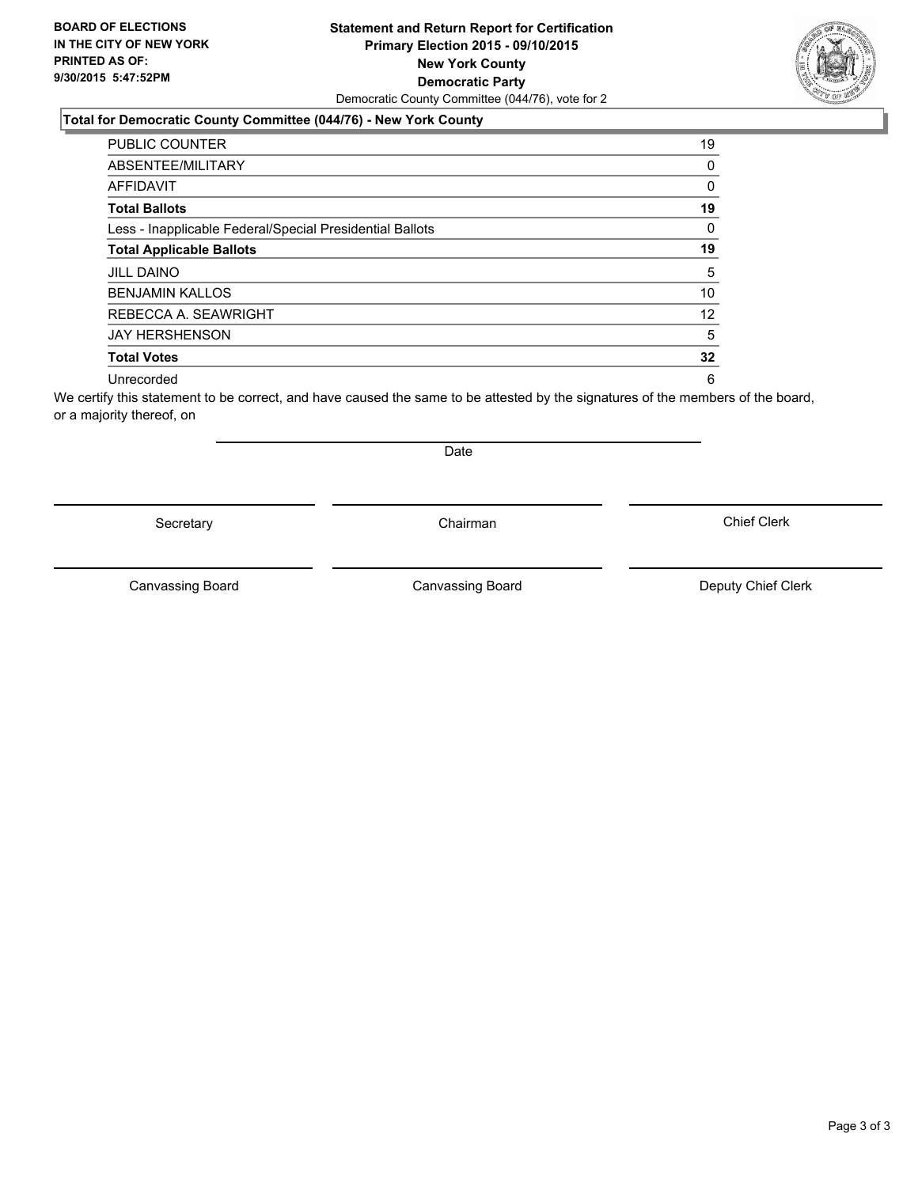**BOARD OF ELECTIONS IN THE CITY OF NEW YORK PRINTED AS OF: 9/30/2015 5:47:52PM**

**Statement and Return Report for Certification**
**Primary Election 2015 - 09/10/2015**
**New York County**
**Democratic Party**
Democratic County Committee (044/76), vote for 2

### Total for Democratic County Committee (044/76) - New York County

| | |
|---|---|
| PUBLIC COUNTER | 19 |
| ABSENTEE/MILITARY | 0 |
| AFFIDAVIT | 0 |
| **Total Ballots** | **19** |
| Less - Inapplicable Federal/Special Presidential Ballots | 0 |
| **Total Applicable Ballots** | **19** |
| JILL DAINO | 5 |
| BENJAMIN KALLOS | 10 |
| REBECCA A. SEAWRIGHT | 12 |
| JAY HERSHENSON | 5 |
| **Total Votes** | **32** |
| Unrecorded | 6 |

We certify this statement to be correct, and have caused the same to be attested by the signatures of the members of the board, or a majority thereof, on

Date

Secretary | Chairman | Chief Clerk

Canvassing Board | Canvassing Board | Deputy Chief Clerk